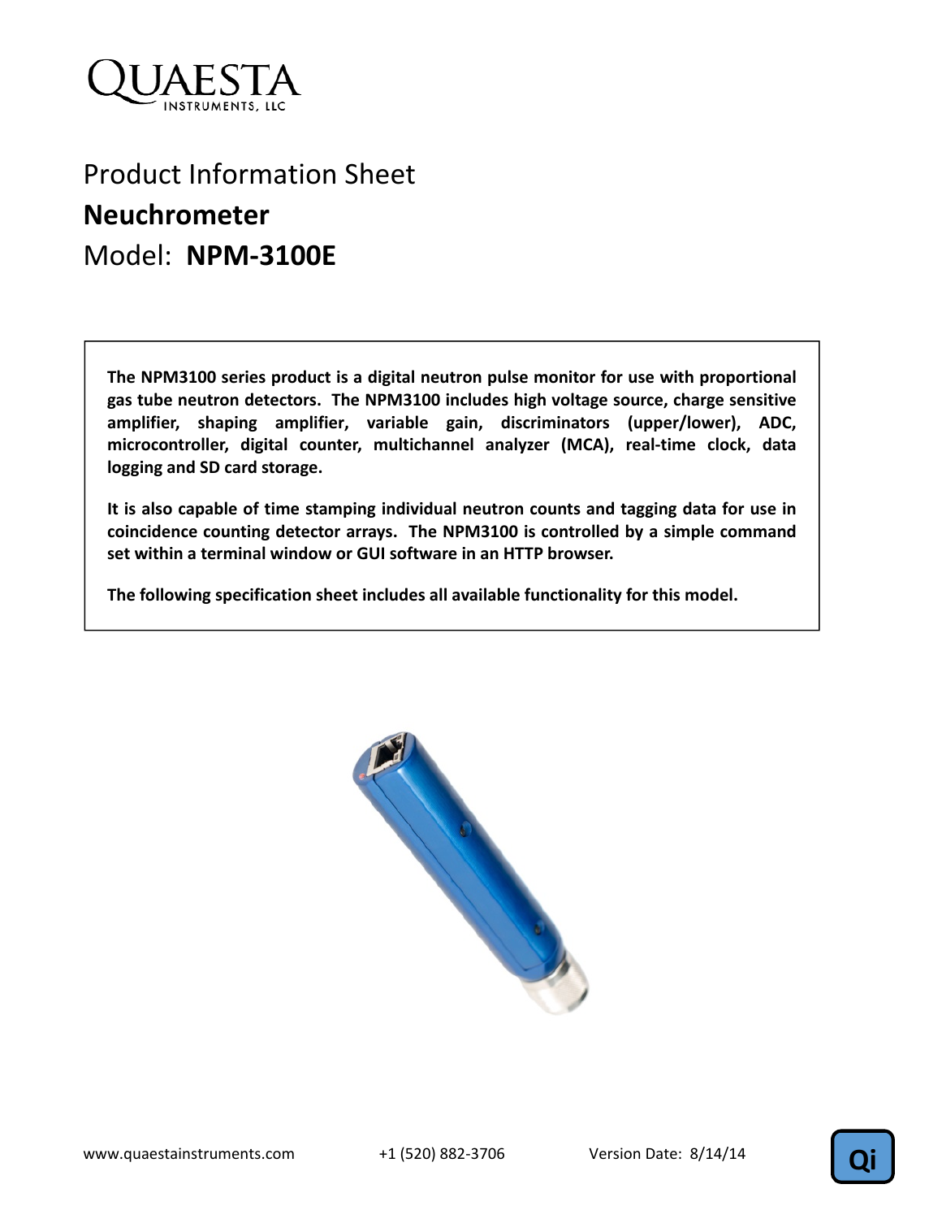# Product Information Sheet

## Neuchrometer

## Model: **NPM-3100E**

**The NPM3100 series product is a digital neutron pulse monitor for use with proportional gas tube neutron detectors. The NPM3100 includes high voltage source, charge sensitive amplifier, shaping amplifier, variable gain, discriminators (upper/lower), ADC, microcontroller, digital counter, multichannel analyzer (MCA), real-time clock, data logging and SD card storage.**

**It is also capable of time stamping individual neutron counts and tagging data for use in coincidence counting detector arrays. The NPM3100 is controlled by a simple command set within a terminal window or GUI software in an HTTP browser.**

**The following specification sheet includes all available functionality for this model.**

www.quaestainstruments.com +1 (520) 882-3706 Version Date: 8/14/14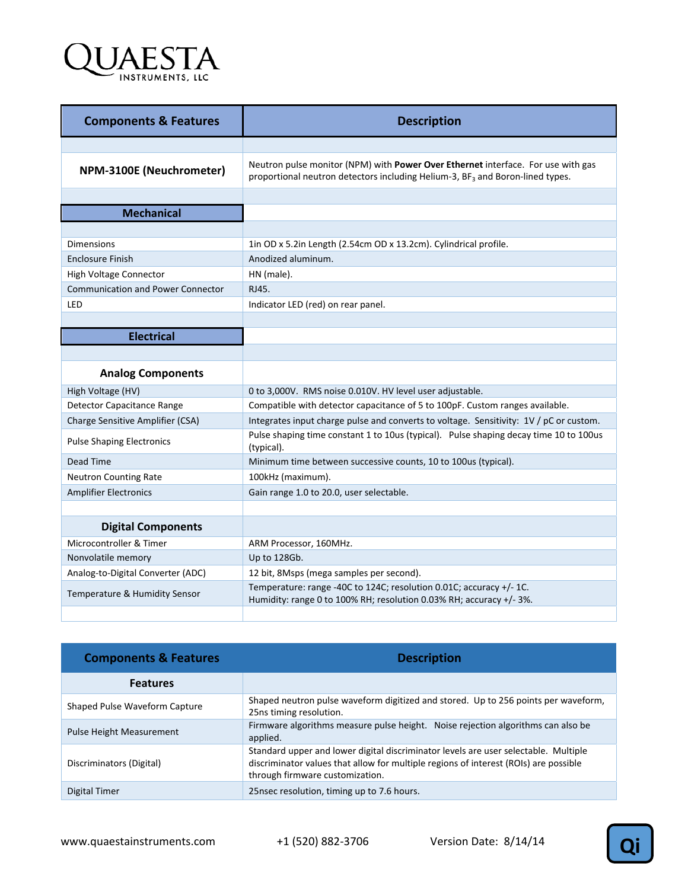| Components & Features | Description |
|---|---|
| | |
| **NPM-3100E (Neuchrometer)** | Neutron pulse monitor (NPM) with **Power Over Ethernet** interface. For use with gas proportional neutron detectors including Helium-3, $BF_3$ and Boron-lined types. |
| | |
| **Mechanical** | |
| | |
| Dimensions | 1in OD x 5.2in Length (2.54cm OD x 13.2cm). Cylindrical profile. |
| Enclosure Finish | Anodized aluminum. |
| High Voltage Connector | HN (male). |
| Communication and Power Connector | RJ45. |
| LED | Indicator LED (red) on rear panel. |
| | |
| **Electrical** | |
| | |
| **Analog Components** | |
| High Voltage (HV) | 0 to 3,000V. RMS noise 0.010V. HV level user adjustable. |
| Detector Capacitance Range | Compatible with detector capacitance of 5 to 100pF. Custom ranges available. |
| Charge Sensitive Amplifier (CSA) | Integrates input charge pulse and converts to voltage. Sensitivity: 1V / pC or custom. |
| Pulse Shaping Electronics | Pulse shaping time constant 1 to 10us (typical). Pulse shaping decay time 10 to 100us (typical). |
| Dead Time | Minimum time between successive counts, 10 to 100us (typical). |
| Neutron Counting Rate | 100kHz (maximum). |
| Amplifier Electronics | Gain range 1.0 to 20.0, user selectable. |
| | |
| **Digital Components** | |
| Microcontroller & Timer | ARM Processor, 160MHz. |
| Nonvolatile memory | Up to 128Gb. |
| Analog-to-Digital Converter (ADC) | 12 bit, 8Msps (mega samples per second). |
| Temperature & Humidity Sensor | Temperature: range -40C to 124C; resolution 0.01C; accuracy +/- 1C.<br>Humidity: range 0 to 100% RH; resolution 0.03% RH; accuracy +/- 3%. |
| | |

| Components & Features | Description |
|---|---|
| **Features** | |
| Shaped Pulse Waveform Capture | Shaped neutron pulse waveform digitized and stored. Up to 256 points per waveform, 25ns timing resolution. |
| Pulse Height Measurement | Firmware algorithms measure pulse height. Noise rejection algorithms can also be applied. |
| Discriminators (Digital) | Standard upper and lower digital discriminator levels are user selectable. Multiple discriminator values that allow for multiple regions of interest (ROIs) are possible through firmware customization. |
| Digital Timer | 25nsec resolution, timing up to 7.6 hours. |

www.quaestainstruments.com +1 (520) 882-3706 Version Date: 8/14/14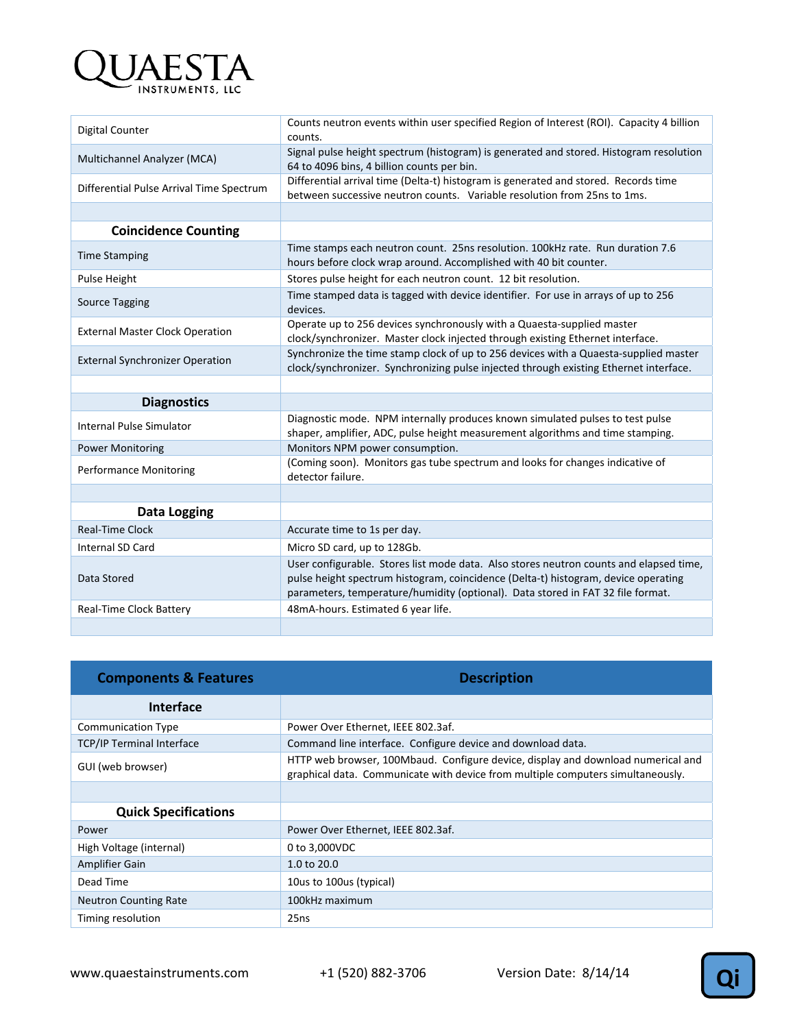QUAESTA INSTRUMENTS, LLC

| | |
|---|---|
| Digital Counter | Counts neutron events within user specified Region of Interest (ROI). Capacity 4 billion counts. |
| Multichannel Analyzer (MCA) | Signal pulse height spectrum (histogram) is generated and stored. Histogram resolution 64 to 4096 bins, 4 billion counts per bin. |
| Differential Pulse Arrival Time Spectrum | Differential arrival time (Delta-t) histogram is generated and stored. Records time between successive neutron counts. Variable resolution from 25ns to 1ms. |
| | |
| **Coincidence Counting** | |
| Time Stamping | Time stamps each neutron count. 25ns resolution. 100kHz rate. Run duration 7.6 hours before clock wrap around. Accomplished with 40 bit counter. |
| Pulse Height | Stores pulse height for each neutron count. 12 bit resolution. |
| Source Tagging | Time stamped data is tagged with device identifier. For use in arrays of up to 256 devices. |
| External Master Clock Operation | Operate up to 256 devices synchronously with a Quaesta-supplied master clock/synchronizer. Master clock injected through existing Ethernet interface. |
| External Synchronizer Operation | Synchronize the time stamp clock of up to 256 devices with a Quaesta-supplied master clock/synchronizer. Synchronizing pulse injected through existing Ethernet interface. |
| | |
| **Diagnostics** | |
| Internal Pulse Simulator | Diagnostic mode. NPM internally produces known simulated pulses to test pulse shaper, amplifier, ADC, pulse height measurement algorithms and time stamping. |
| Power Monitoring | Monitors NPM power consumption. |
| Performance Monitoring | (Coming soon). Monitors gas tube spectrum and looks for changes indicative of detector failure. |
| | |
| **Data Logging** | |
| Real-Time Clock | Accurate time to 1s per day. |
| Internal SD Card | Micro SD card, up to 128Gb. |
| Data Stored | User configurable. Stores list mode data. Also stores neutron counts and elapsed time, pulse height spectrum histogram, coincidence (Delta-t) histogram, device operating parameters, temperature/humidity (optional). Data stored in FAT 32 file format. |
| Real-Time Clock Battery | 48mA-hours. Estimated 6 year life. |
| | |

| Components & Features | Description |
|---|---|
| **Interface** | |
| Communication Type | Power Over Ethernet, IEEE 802.3af. |
| TCP/IP Terminal Interface | Command line interface. Configure device and download data. |
| GUI (web browser) | HTTP web browser, 100Mbaud. Configure device, display and download numerical and graphical data. Communicate with device from multiple computers simultaneously. |
| | |
| **Quick Specifications** | |
| Power | Power Over Ethernet, IEEE 802.3af. |
| High Voltage (internal) | 0 to 3,000VDC |
| Amplifier Gain | 1.0 to 20.0 |
| Dead Time | 10us to 100us (typical) |
| Neutron Counting Rate | 100kHz maximum |
| Timing resolution | 25ns |

www.quaestainstruments.com +1 (520) 882-3706 Version Date: 8/14/14